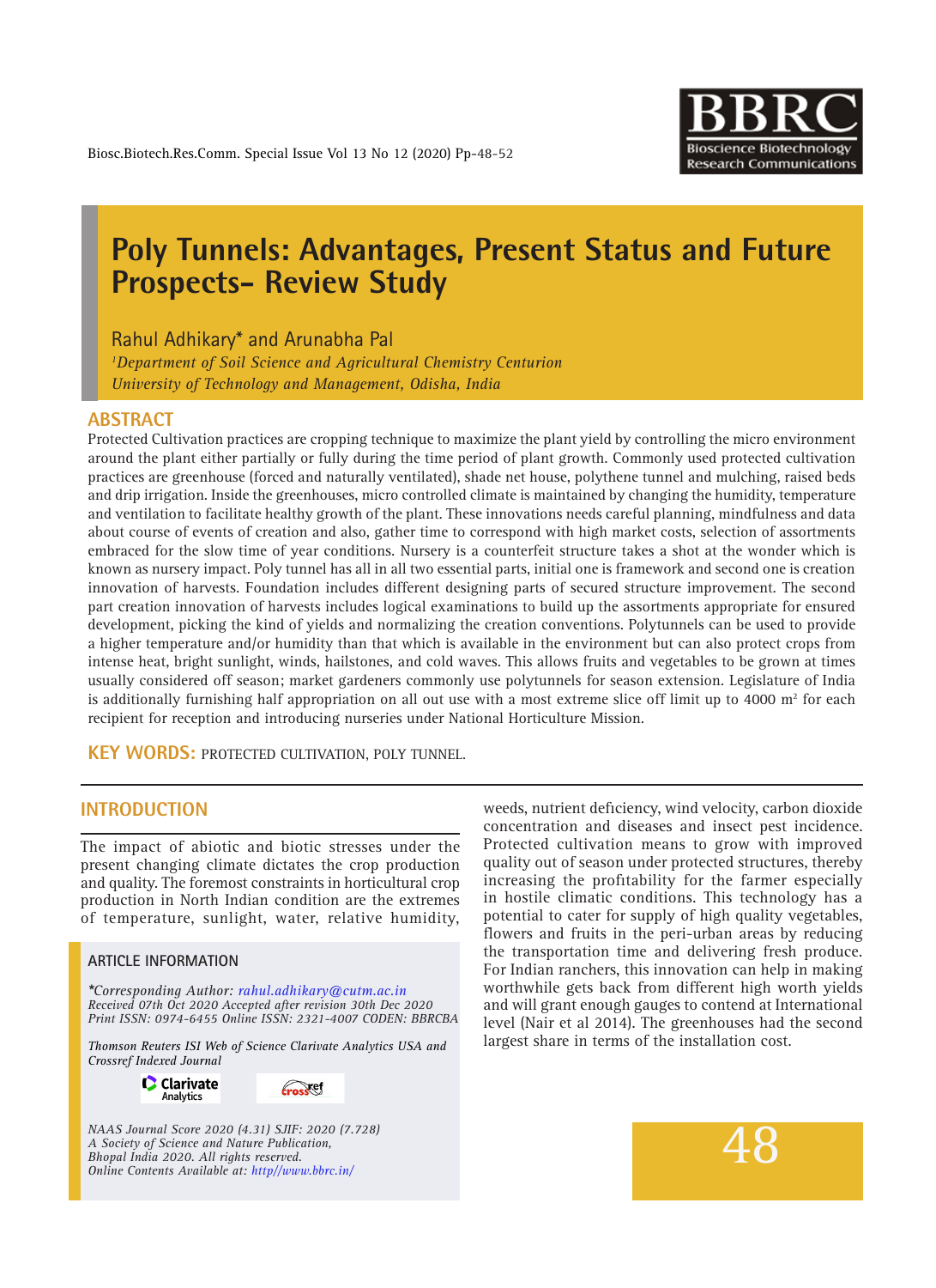# Poly Tunnels: Advantages, Present Status and Future Prospects- Review Study

Rahul Adhikary* and Arunabha Pal

[1]*Department of Soil Science and Agricultural Chemistry Centurion University of Technology and Management, Odisha, India*

## ABSTRACT

Protected Cultivation practices are cropping technique to maximize the plant yield by controlling the micro environment around the plant either partially or fully during the time period of plant growth. Commonly used protected cultivation practices are greenhouse (forced and naturally ventilated), shade net house, polythene tunnel and mulching, raised beds and drip irrigation. Inside the greenhouses, micro controlled climate is maintained by changing the humidity, temperature and ventilation to facilitate healthy growth of the plant. These innovations needs careful planning, mindfulness and data about course of events of creation and also, gather time to correspond with high market costs, selection of assortments embraced for the slow time of year conditions. Nursery is a counterfeit structure takes a shot at the wonder which is known as nursery impact. Poly tunnel has all in all two essential parts, initial one is framework and second one is creation innovation of harvests. Foundation includes different designing parts of secured structure improvement. The second part creation innovation of harvests includes logical examinations to build up the assortments appropriate for ensured development, picking the kind of yields and normalizing the creation conventions. Polytunnels can be used to provide a higher temperature and/or humidity than that which is available in the environment but can also protect crops from intense heat, bright sunlight, winds, hailstones, and cold waves. This allows fruits and vegetables to be grown at times usually considered off season; market gardeners commonly use polytunnels for season extension. Legislature of India is additionally furnishing half appropriation on all out use with a most extreme slice off limit up to 4000 $m^2$ for each recipient for reception and introducing nurseries under National Horticulture Mission.

**KEY WORDS:** PROTECTED CULTIVATION, POLY TUNNEL.

## INTRODUCTION

The impact of abiotic and biotic stresses under the present changing climate dictates the crop production and quality. The foremost constraints in horticultural crop production in North Indian condition are the extremes of temperature, sunlight, water, relative humidity, weeds, nutrient deficiency, wind velocity, carbon dioxide concentration and diseases and insect pest incidence. Protected cultivation means to grow with improved quality out of season under protected structures, thereby increasing the profitability for the farmer especially in hostile climatic conditions. This technology has a potential to cater for supply of high quality vegetables, flowers and fruits in the peri-urban areas by reducing the transportation time and delivering fresh produce. For Indian ranchers, this innovation can help in making worthwhile gets back from different high worth yields and will grant enough gauges to contend at International level (Nair et al 2014). The greenhouses had the second largest share in terms of the installation cost.

ARTICLE INFORMATION

*Corresponding Author: rahul.adhikary@cutm.ac.in*
*Received 07th Oct 2020 Accepted after revision 30th Dec 2020*
*Print ISSN: 0974-6455 Online ISSN: 2321-4007 CODEN: BBRCBA*

*Thomson Reuters ISI Web of Science Clarivate Analytics USA and Crossref Indexed Journal*

*NAAS Journal Score 2020 (4.31) SJIF: 2020 (7.728)*
*A Society of Science and Nature Publication, Bhopal India 2020. All rights reserved.*
*Online Contents Available at: http//www.bbrc.in/*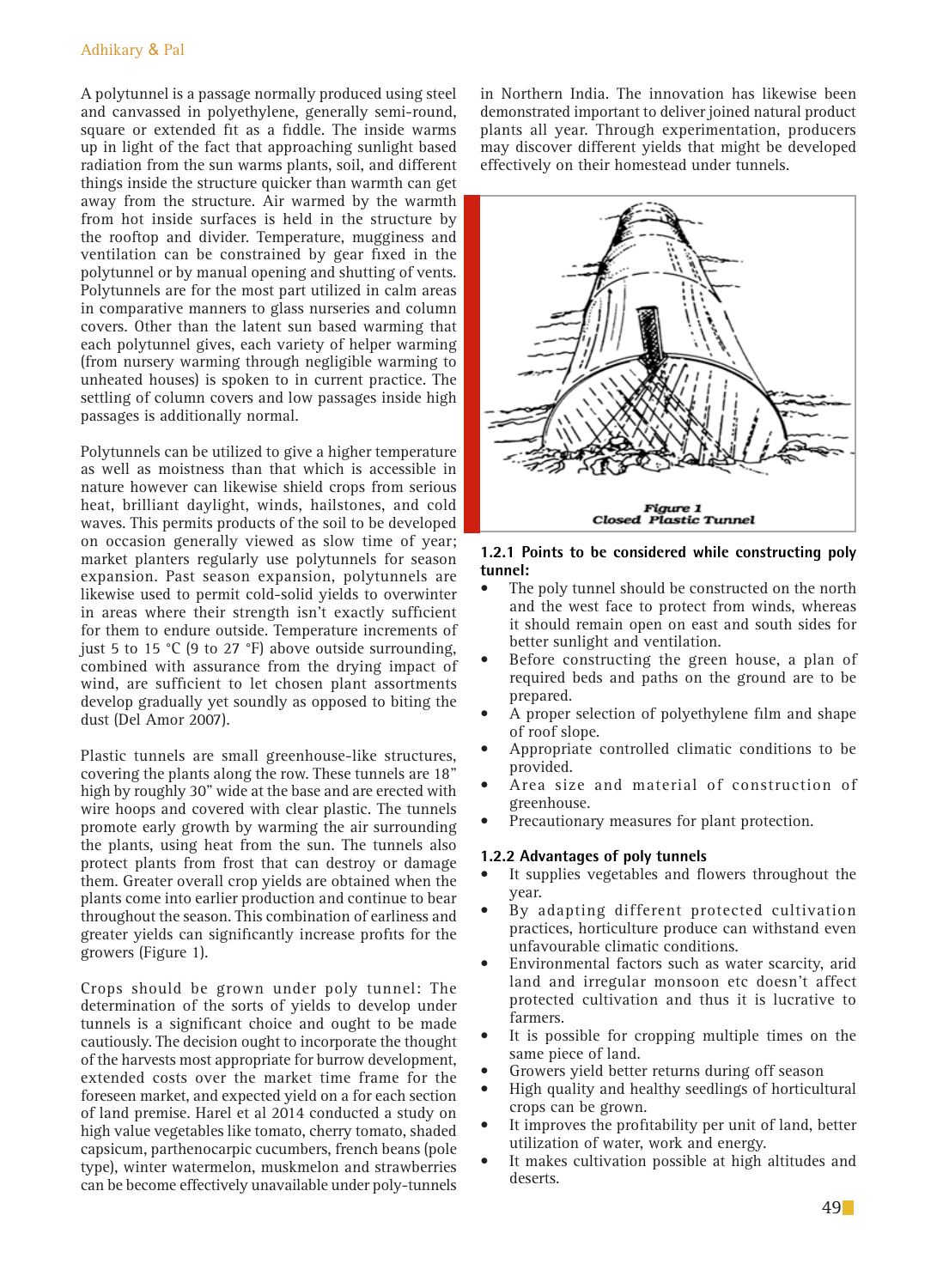A polytunnel is a passage normally produced using steel and canvassed in polyethylene, generally semi-round, square or extended fit as a fiddle. The inside warms up in light of the fact that approaching sunlight based radiation from the sun warms plants, soil, and different things inside the structure quicker than warmth can get away from the structure. Air warmed by the warmth from hot inside surfaces is held in the structure by the rooftop and divider. Temperature, mugginess and ventilation can be constrained by gear fixed in the polytunnel or by manual opening and shutting of vents. Polytunnels are for the most part utilized in calm areas in comparative manners to glass nurseries and column covers. Other than the latent sun based warming that each polytunnel gives, each variety of helper warming (from nursery warming through negligible warming to unheated houses) is spoken to in current practice. The settling of column covers and low passages inside high passages is additionally normal.

Polytunnels can be utilized to give a higher temperature as well as moistness than that which is accessible in nature however can likewise shield crops from serious heat, brilliant daylight, winds, hailstones, and cold waves. This permits products of the soil to be developed on occasion generally viewed as slow time of year; market planters regularly use polytunnels for season expansion. Past season expansion, polytunnels are likewise used to permit cold-solid yields to overwinter in areas where their strength isn't exactly sufficient for them to endure outside. Temperature increments of just 5 to 15 °C (9 to 27 °F) above outside surrounding, combined with assurance from the drying impact of wind, are sufficient to let chosen plant assortments develop gradually yet soundly as opposed to biting the dust (Del Amor 2007).

Plastic tunnels are small greenhouse-like structures, covering the plants along the row. These tunnels are 18" high by roughly 30" wide at the base and are erected with wire hoops and covered with clear plastic. The tunnels promote early growth by warming the air surrounding the plants, using heat from the sun. The tunnels also protect plants from frost that can destroy or damage them. Greater overall crop yields are obtained when the plants come into earlier production and continue to bear throughout the season. This combination of earliness and greater yields can significantly increase profits for the growers (Figure 1).

Crops should be grown under poly tunnel: The determination of the sorts of yields to develop under tunnels is a significant choice and ought to be made cautiously. The decision ought to incorporate the thought of the harvests most appropriate for burrow development, extended costs over the market time frame for the foreseen market, and expected yield on a for each section of land premise. Harel et al 2014 conducted a study on high value vegetables like tomato, cherry tomato, shaded capsicum, parthenocarpic cucumbers, french beans (pole type), winter watermelon, muskmelon and strawberries can be become effectively unavailable under poly-tunnels in Northern India. The innovation has likewise been demonstrated important to deliver joined natural product plants all year. Through experimentation, producers may discover different yields that might be developed effectively on their homestead under tunnels.

Figure 1
Closed Plastic Tunnel

### 1.2.1 Points to be considered while constructing poly tunnel:

- The poly tunnel should be constructed on the north and the west face to protect from winds, whereas it should remain open on east and south sides for better sunlight and ventilation.
- Before constructing the green house, a plan of required beds and paths on the ground are to be prepared.
- A proper selection of polyethylene film and shape of roof slope.
- Appropriate controlled climatic conditions to be provided.
- Area size and material of construction of greenhouse.
- Precautionary measures for plant protection.

### 1.2.2 Advantages of poly tunnels

- It supplies vegetables and flowers throughout the year.
- By adapting different protected cultivation practices, horticulture produce can withstand even unfavourable climatic conditions.
- Environmental factors such as water scarcity, arid land and irregular monsoon etc doesn't affect protected cultivation and thus it is lucrative to farmers.
- It is possible for cropping multiple times on the same piece of land.
- Growers yield better returns during off season
- High quality and healthy seedlings of horticultural crops can be grown.
- It improves the profitability per unit of land, better utilization of water, work and energy.
- It makes cultivation possible at high altitudes and deserts.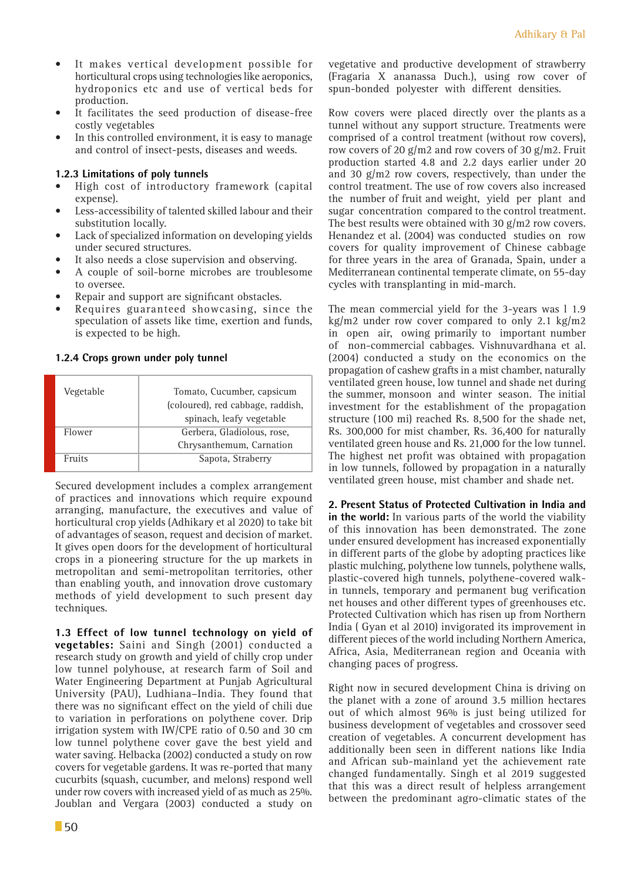- It makes vertical development possible for horticultural crops using technologies like aeroponics, hydroponics etc and use of vertical beds for production.
- It facilitates the seed production of disease-free costly vegetables
- In this controlled environment, it is easy to manage and control of insect-pests, diseases and weeds.

### 1.2.3 Limitations of poly tunnels

- High cost of introductory framework (capital expense).
- Less-accessibility of talented skilled labour and their substitution locally.
- Lack of specialized information on developing yields under secured structures.
- It also needs a close supervision and observing.
- A couple of soil-borne microbes are troublesome to oversee.
- Repair and support are significant obstacles.
- Requires guaranteed showcasing, since the speculation of assets like time, exertion and funds, is expected to be high.

### 1.2.4 Crops grown under poly tunnel

| | |
|---|---|
| Vegetable | Tomato, Cucumber, capsicum (coloured), red cabbage, raddish, spinach, leafy vegetable |
| Flower | Gerbera, Gladiolous, rose, Chrysanthemum, Carnation |
| Fruits | Sapota, Straberry |

Secured development includes a complex arrangement of practices and innovations which require expound arranging, manufacture, the executives and value of horticultural crop yields (Adhikary et al 2020) to take bit of advantages of season, request and decision of market. It gives open doors for the development of horticultural crops in a pioneering structure for the up markets in metropolitan and semi-metropolitan territories, other than enabling youth, and innovation drove customary methods of yield development to such present day techniques.

**1.3 Effect of low tunnel technology on yield of vegetables:** Saini and Singh (2001) conducted a research study on growth and yield of chilly crop under low tunnel polyhouse, at research farm of Soil and Water Engineering Department at Punjab Agricultural University (PAU), Ludhiana–India. They found that there was no significant effect on the yield of chili due to variation in perforations on polythene cover. Drip irrigation system with IW/CPE ratio of 0.50 and 30 cm low tunnel polythene cover gave the best yield and water saving. Helbacka (2002) conducted a study on row covers for vegetable gardens. It was re-ported that many cucurbits (squash, cucumber, and melons) respond well under row covers with increased yield of as much as 25%. Joublan and Vergara (2003) conducted a study on vegetative and productive development of strawberry (Fragaria X ananassa Duch.), using row cover of spun-bonded polyester with different densities.

Row covers were placed directly over the plants as a tunnel without any support structure. Treatments were comprised of a control treatment (without row covers), row covers of 20 g/m2 and row covers of 30 g/m2. Fruit production started 4.8 and 2.2 days earlier under 20 and 30 g/m2 row covers, respectively, than under the control treatment. The use of row covers also increased the number of fruit and weight, yield per plant and sugar concentration compared to the control treatment. The best results were obtained with 30 g/m2 row covers. Henandez et al. (2004) was conducted studies on row covers for quality improvement of Chinese cabbage for three years in the area of Granada, Spain, under a Mediterranean continental temperate climate, on 55-day cycles with transplanting in mid-march.

The mean commercial yield for the 3-years was l 1.9 kg/m2 under row cover compared to only 2.1 kg/m2 in open air, owing primarily to important number of non-commercial cabbages. Vishnuvardhana et al. (2004) conducted a study on the economics on the propagation of cashew grafts in a mist chamber, naturally ventilated green house, low tunnel and shade net during the summer, monsoon and winter season. The initial investment for the establishment of the propagation structure (100 mi) reached Rs. 8,500 for the shade net, Rs. 300,000 for mist chamber, Rs. 36,400 for naturally ventilated green house and Rs. 21,000 for the low tunnel. The highest net profit was obtained with propagation in low tunnels, followed by propagation in a naturally ventilated green house, mist chamber and shade net.

**2. Present Status of Protected Cultivation in India and in the world:** In various parts of the world the viability of this innovation has been demonstrated. The zone under ensured development has increased exponentially in different parts of the globe by adopting practices like plastic mulching, polythene low tunnels, polythene walls, plastic-covered high tunnels, polythene-covered walk-in tunnels, temporary and permanent bug verification net houses and other different types of greenhouses etc. Protected Cultivation which has risen up from Northern India ( Gyan et al 2010) invigorated its improvement in different pieces of the world including Northern America, Africa, Asia, Mediterranean region and Oceania with changing paces of progress.

Right now in secured development China is driving on the planet with a zone of around 3.5 million hectares out of which almost 96% is just being utilized for business development of vegetables and crossover seed creation of vegetables. A concurrent development has additionally been seen in different nations like India and African sub-mainland yet the achievement rate changed fundamentally. Singh et al 2019 suggested that this was a direct result of helpless arrangement between the predominant agro-climatic states of the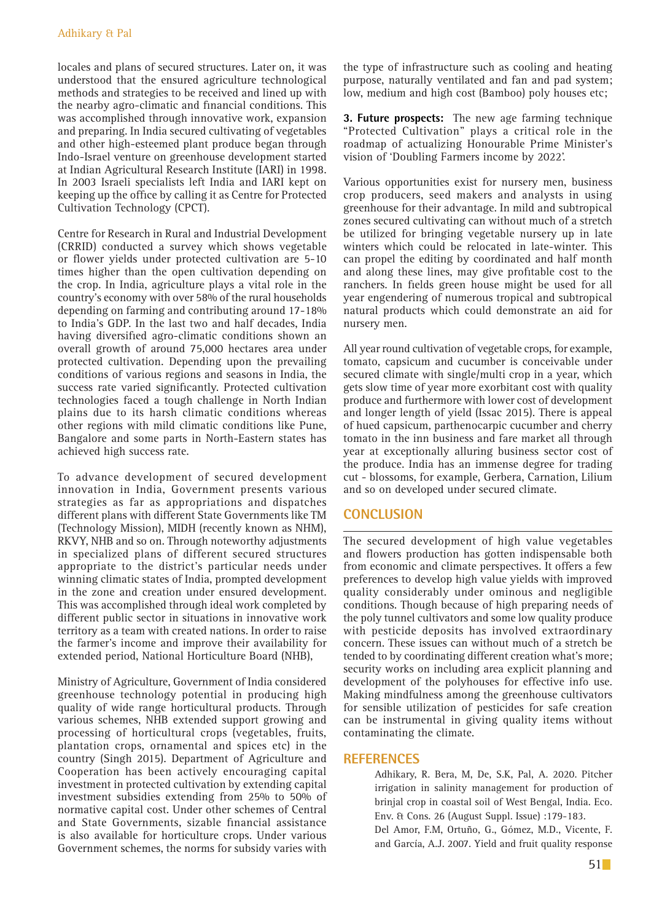locales and plans of secured structures. Later on, it was understood that the ensured agriculture technological methods and strategies to be received and lined up with the nearby agro-climatic and financial conditions. This was accomplished through innovative work, expansion and preparing. In India secured cultivating of vegetables and other high-esteemed plant produce began through Indo-Israel venture on greenhouse development started at Indian Agricultural Research Institute (IARI) in 1998. In 2003 Israeli specialists left India and IARI kept on keeping up the office by calling it as Centre for Protected Cultivation Technology (CPCT).

Centre for Research in Rural and Industrial Development (CRRID) conducted a survey which shows vegetable or flower yields under protected cultivation are 5-10 times higher than the open cultivation depending on the crop. In India, agriculture plays a vital role in the country's economy with over 58% of the rural households depending on farming and contributing around 17-18% to India's GDP. In the last two and half decades, India having diversified agro-climatic conditions shown an overall growth of around 75,000 hectares area under protected cultivation. Depending upon the prevailing conditions of various regions and seasons in India, the success rate varied significantly. Protected cultivation technologies faced a tough challenge in North Indian plains due to its harsh climatic conditions whereas other regions with mild climatic conditions like Pune, Bangalore and some parts in North-Eastern states has achieved high success rate.

To advance development of secured development innovation in India, Government presents various strategies as far as appropriations and dispatches different plans with different State Governments like TM (Technology Mission), MIDH (recently known as NHM), RKVY, NHB and so on. Through noteworthy adjustments in specialized plans of different secured structures appropriate to the district's particular needs under winning climatic states of India, prompted development in the zone and creation under ensured development. This was accomplished through ideal work completed by different public sector in situations in innovative work territory as a team with created nations. In order to raise the farmer's income and improve their availability for extended period, National Horticulture Board (NHB),

Ministry of Agriculture, Government of India considered greenhouse technology potential in producing high quality of wide range horticultural products. Through various schemes, NHB extended support growing and processing of horticultural crops (vegetables, fruits, plantation crops, ornamental and spices etc) in the country (Singh 2015). Department of Agriculture and Cooperation has been actively encouraging capital investment in protected cultivation by extending capital investment subsidies extending from 25% to 50% of normative capital cost. Under other schemes of Central and State Governments, sizable financial assistance is also available for horticulture crops. Under various Government schemes, the norms for subsidy varies with the type of infrastructure such as cooling and heating purpose, naturally ventilated and fan and pad system; low, medium and high cost (Bamboo) poly houses etc;

**3. Future prospects:** The new age farming technique "Protected Cultivation" plays a critical role in the roadmap of actualizing Honourable Prime Minister's vision of 'Doubling Farmers income by 2022'.

Various opportunities exist for nursery men, business crop producers, seed makers and analysts in using greenhouse for their advantage. In mild and subtropical zones secured cultivating can without much of a stretch be utilized for bringing vegetable nursery up in late winters which could be relocated in late-winter. This can propel the editing by coordinated and half month and along these lines, may give profitable cost to the ranchers. In fields green house might be used for all year engendering of numerous tropical and subtropical natural products which could demonstrate an aid for nursery men.

All year round cultivation of vegetable crops, for example, tomato, capsicum and cucumber is conceivable under secured climate with single/multi crop in a year, which gets slow time of year more exorbitant cost with quality produce and furthermore with lower cost of development and longer length of yield (Issac 2015). There is appeal of hued capsicum, parthenocarpic cucumber and cherry tomato in the inn business and fare market all through year at exceptionally alluring business sector cost of the produce. India has an immense degree for trading cut - blossoms, for example, Gerbera, Carnation, Lilium and so on developed under secured climate.

## CONCLUSION

The secured development of high value vegetables and flowers production has gotten indispensable both from economic and climate perspectives. It offers a few preferences to develop high value yields with improved quality considerably under ominous and negligible conditions. Though because of high preparing needs of the poly tunnel cultivators and some low quality produce with pesticide deposits has involved extraordinary concern. These issues can without much of a stretch be tended to by coordinating different creation what's more; security works on including area explicit planning and development of the polyhouses for effective info use. Making mindfulness among the greenhouse cultivators for sensible utilization of pesticides for safe creation can be instrumental in giving quality items without contaminating the climate.

## REFERENCES

Adhikary, R. Bera, M, De, S.K, Pal, A. 2020. Pitcher irrigation in salinity management for production of brinjal crop in coastal soil of West Bengal, India. Eco. Env. & Cons. 26 (August Suppl. Issue) :179-183.

Del Amor, F.M, Ortuño, G., Gómez, M.D., Vicente, F. and García, A.J. 2007. Yield and fruit quality response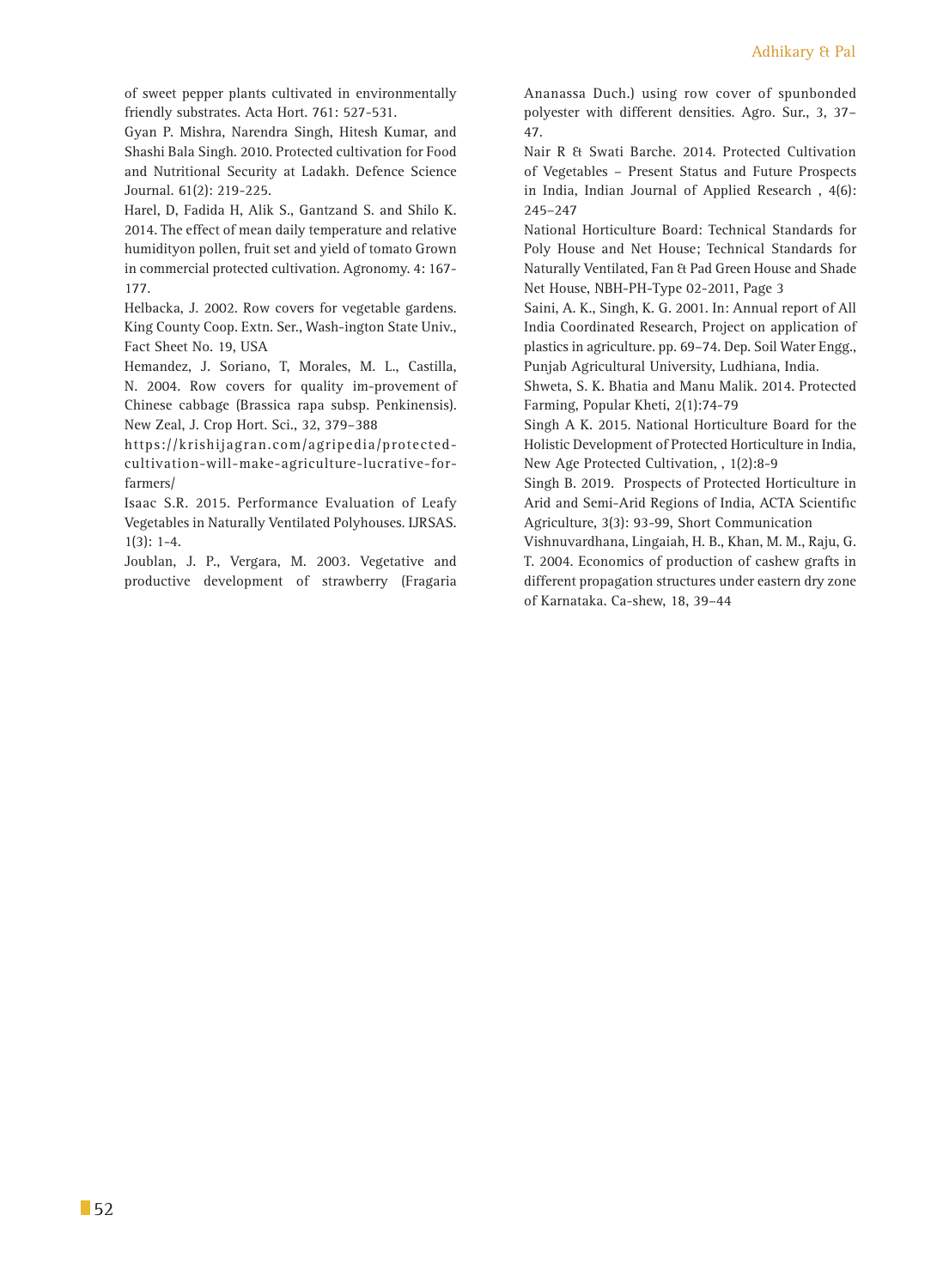of sweet pepper plants cultivated in environmentally friendly substrates. Acta Hort. 761: 527-531.

Gyan P. Mishra, Narendra Singh, Hitesh Kumar, and Shashi Bala Singh. 2010. Protected cultivation for Food and Nutritional Security at Ladakh. Defence Science Journal. 61(2): 219-225.

Harel, D, Fadida H, Alik S., Gantzand S. and Shilo K. 2014. The effect of mean daily temperature and relative humidityon pollen, fruit set and yield of tomato Grown in commercial protected cultivation. Agronomy. 4: 167-177.

Helbacka, J. 2002. Row covers for vegetable gardens. King County Coop. Extn. Ser., Wash-ington State Univ., Fact Sheet No. 19, USA

Hemandez, J. Soriano, T, Morales, M. L., Castilla, N. 2004. Row covers for quality im-provement of Chinese cabbage (Brassica rapa subsp. Penkinensis). New Zeal, J. Crop Hort. Sci., 32, 379–388

https://krishijagran.com/agripedia/protected-cultivation-will-make-agriculture-lucrative-for-farmers/

Isaac S.R. 2015. Performance Evaluation of Leafy Vegetables in Naturally Ventilated Polyhouses. IJRSAS. 1(3): 1-4.

Joublan, J. P., Vergara, M. 2003. Vegetative and productive development of strawberry (Fragaria Ananassa Duch.) using row cover of spunbonded polyester with different densities. Agro. Sur., 3, 37–47.

Nair R & Swati Barche. 2014. Protected Cultivation of Vegetables – Present Status and Future Prospects in India, Indian Journal of Applied Research , 4(6): 245–247

National Horticulture Board: Technical Standards for Poly House and Net House; Technical Standards for Naturally Ventilated, Fan & Pad Green House and Shade Net House, NBH-PH-Type 02-2011, Page 3

Saini, A. K., Singh, K. G. 2001. In: Annual report of All India Coordinated Research, Project on application of plastics in agriculture. pp. 69–74. Dep. Soil Water Engg., Punjab Agricultural University, Ludhiana, India.

Shweta, S. K. Bhatia and Manu Malik. 2014. Protected Farming, Popular Kheti, 2(1):74-79

Singh A K. 2015. National Horticulture Board for the Holistic Development of Protected Horticulture in India, New Age Protected Cultivation, , 1(2):8-9

Singh B. 2019. Prospects of Protected Horticulture in Arid and Semi-Arid Regions of India, ACTA Scientific Agriculture, 3(3): 93-99, Short Communication

Vishnuvardhana, Lingaiah, H. B., Khan, M. M., Raju, G. T. 2004. Economics of production of cashew grafts in different propagation structures under eastern dry zone of Karnataka. Ca-shew, 18, 39–44